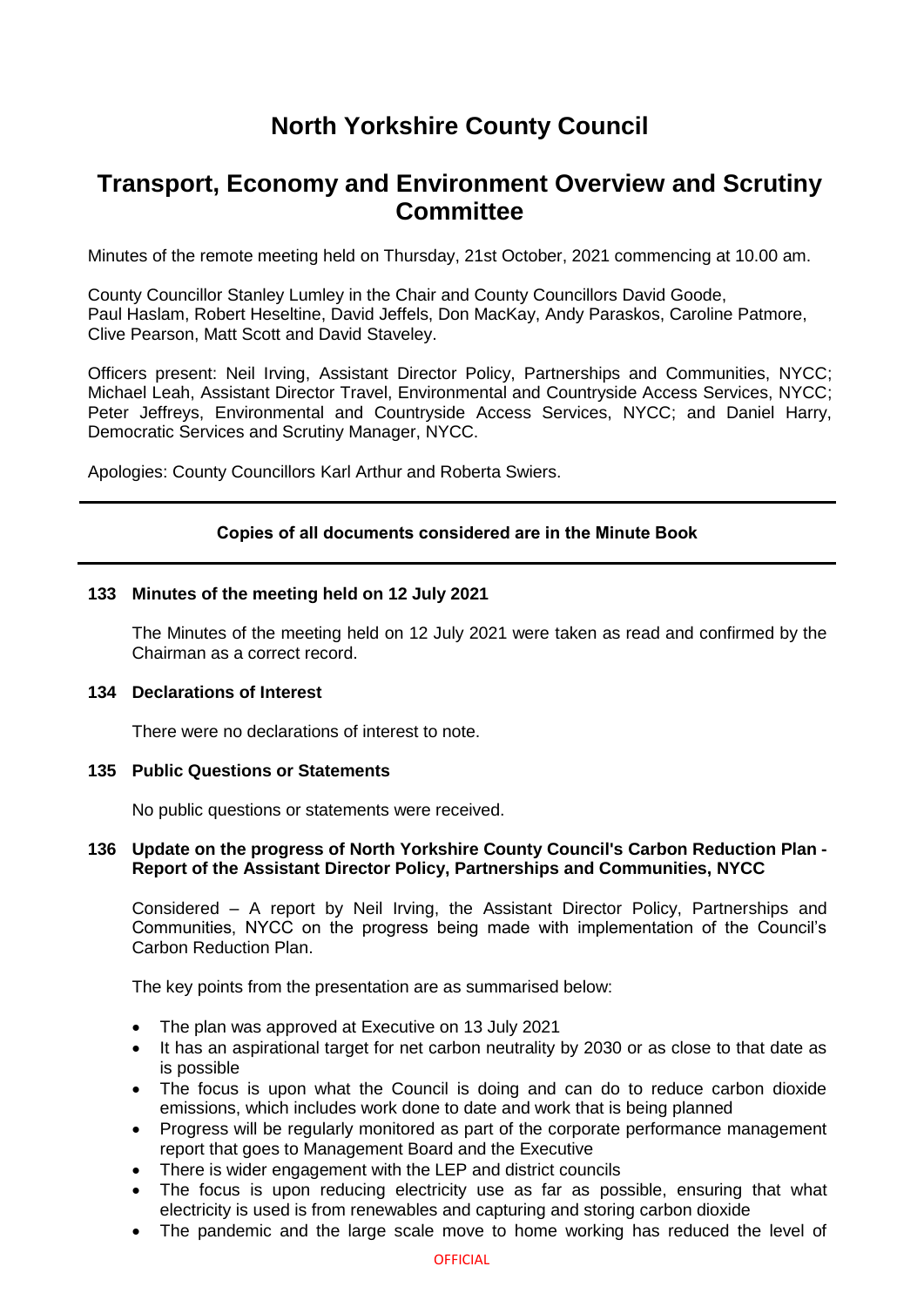# North Yorkshire County Council

## Transport, Economy and Environment Overview and Scrutiny Committee

Minutes of the remote meeting held on Thursday, 21st October, 2021 commencing at 10.00 am.

County Councillor Stanley Lumley in the Chair and County Councillors David Goode, Paul Haslam, Robert Heseltine, David Jeffels, Don MacKay, Andy Paraskos, Caroline Patmore, Clive Pearson, Matt Scott and David Staveley.

Officers present: Neil Irving, Assistant Director Policy, Partnerships and Communities, NYCC; Michael Leah, Assistant Director Travel, Environmental and Countryside Access Services, NYCC; Peter Jeffreys, Environmental and Countryside Access Services, NYCC; and Daniel Harry, Democratic Services and Scrutiny Manager, NYCC.

Apologies: County Councillors Karl Arthur and Roberta Swiers.

---

**Copies of all documents considered are in the Minute Book**

---

### 133 Minutes of the meeting held on 12 July 2021

The Minutes of the meeting held on 12 July 2021 were taken as read and confirmed by the Chairman as a correct record.

### 134 Declarations of Interest

There were no declarations of interest to note.

### 135 Public Questions or Statements

No public questions or statements were received.

### 136 Update on the progress of North Yorkshire County Council's Carbon Reduction Plan - Report of the Assistant Director Policy, Partnerships and Communities, NYCC

Considered – A report by Neil Irving, the Assistant Director Policy, Partnerships and Communities, NYCC on the progress being made with implementation of the Council's Carbon Reduction Plan.

The key points from the presentation are as summarised below:

- The plan was approved at Executive on 13 July 2021
- It has an aspirational target for net carbon neutrality by 2030 or as close to that date as is possible
- The focus is upon what the Council is doing and can do to reduce carbon dioxide emissions, which includes work done to date and work that is being planned
- Progress will be regularly monitored as part of the corporate performance management report that goes to Management Board and the Executive
- There is wider engagement with the LEP and district councils
- The focus is upon reducing electricity use as far as possible, ensuring that what electricity is used is from renewables and capturing and storing carbon dioxide
- The pandemic and the large scale move to home working has reduced the level of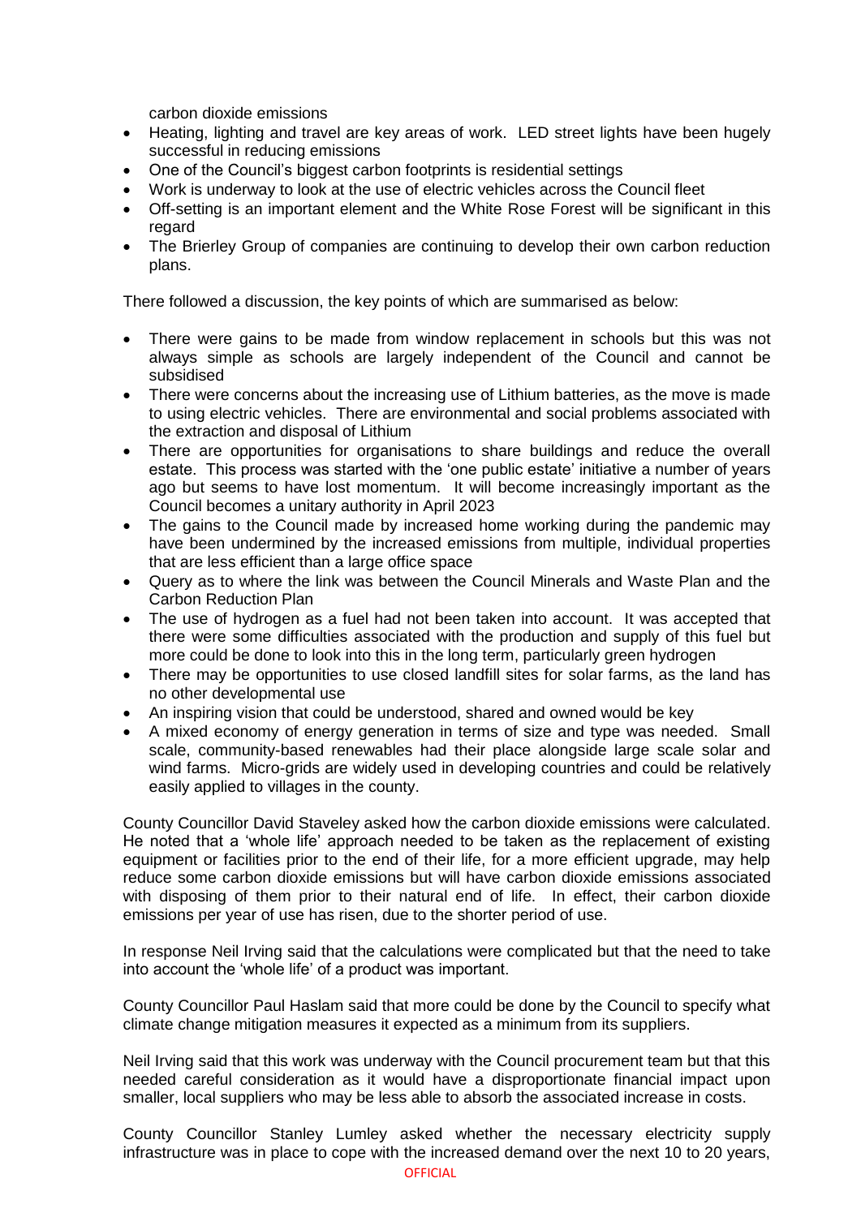carbon dioxide emissions

- Heating, lighting and travel are key areas of work. LED street lights have been hugely successful in reducing emissions
- One of the Council's biggest carbon footprints is residential settings
- Work is underway to look at the use of electric vehicles across the Council fleet
- Off-setting is an important element and the White Rose Forest will be significant in this regard
- The Brierley Group of companies are continuing to develop their own carbon reduction plans.

There followed a discussion, the key points of which are summarised as below:

- There were gains to be made from window replacement in schools but this was not always simple as schools are largely independent of the Council and cannot be subsidised
- There were concerns about the increasing use of Lithium batteries, as the move is made to using electric vehicles. There are environmental and social problems associated with the extraction and disposal of Lithium
- There are opportunities for organisations to share buildings and reduce the overall estate. This process was started with the 'one public estate' initiative a number of years ago but seems to have lost momentum. It will become increasingly important as the Council becomes a unitary authority in April 2023
- The gains to the Council made by increased home working during the pandemic may have been undermined by the increased emissions from multiple, individual properties that are less efficient than a large office space
- Query as to where the link was between the Council Minerals and Waste Plan and the Carbon Reduction Plan
- The use of hydrogen as a fuel had not been taken into account. It was accepted that there were some difficulties associated with the production and supply of this fuel but more could be done to look into this in the long term, particularly green hydrogen
- There may be opportunities to use closed landfill sites for solar farms, as the land has no other developmental use
- An inspiring vision that could be understood, shared and owned would be key
- A mixed economy of energy generation in terms of size and type was needed. Small scale, community-based renewables had their place alongside large scale solar and wind farms. Micro-grids are widely used in developing countries and could be relatively easily applied to villages in the county.

County Councillor David Staveley asked how the carbon dioxide emissions were calculated. He noted that a 'whole life' approach needed to be taken as the replacement of existing equipment or facilities prior to the end of their life, for a more efficient upgrade, may help reduce some carbon dioxide emissions but will have carbon dioxide emissions associated with disposing of them prior to their natural end of life. In effect, their carbon dioxide emissions per year of use has risen, due to the shorter period of use.

In response Neil Irving said that the calculations were complicated but that the need to take into account the 'whole life' of a product was important.

County Councillor Paul Haslam said that more could be done by the Council to specify what climate change mitigation measures it expected as a minimum from its suppliers.

Neil Irving said that this work was underway with the Council procurement team but that this needed careful consideration as it would have a disproportionate financial impact upon smaller, local suppliers who may be less able to absorb the associated increase in costs.

County Councillor Stanley Lumley asked whether the necessary electricity supply infrastructure was in place to cope with the increased demand over the next 10 to 20 years,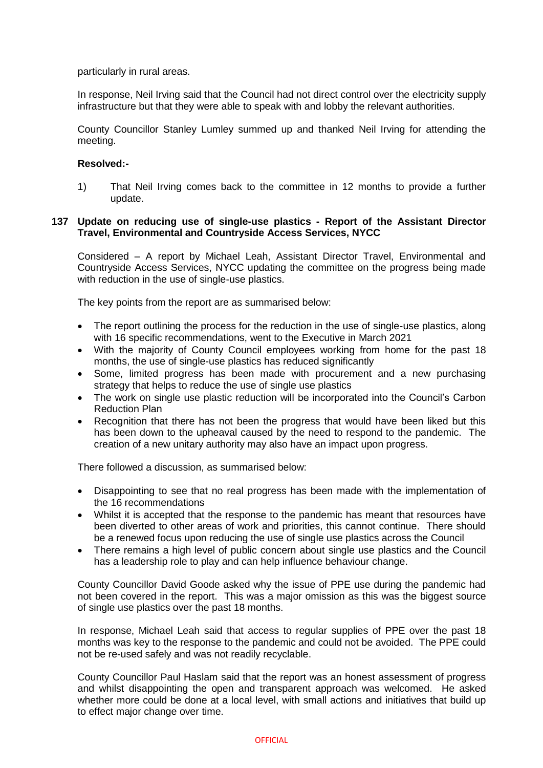particularly in rural areas.

In response, Neil Irving said that the Council had not direct control over the electricity supply infrastructure but that they were able to speak with and lobby the relevant authorities.

County Councillor Stanley Lumley summed up and thanked Neil Irving for attending the meeting.

**Resolved:-**

1) That Neil Irving comes back to the committee in 12 months to provide a further update.

**137 Update on reducing use of single-use plastics - Report of the Assistant Director Travel, Environmental and Countryside Access Services, NYCC**

Considered – A report by Michael Leah, Assistant Director Travel, Environmental and Countryside Access Services, NYCC updating the committee on the progress being made with reduction in the use of single-use plastics.

The key points from the report are as summarised below:

- The report outlining the process for the reduction in the use of single-use plastics, along with 16 specific recommendations, went to the Executive in March 2021
- With the majority of County Council employees working from home for the past 18 months, the use of single-use plastics has reduced significantly
- Some, limited progress has been made with procurement and a new purchasing strategy that helps to reduce the use of single use plastics
- The work on single use plastic reduction will be incorporated into the Council's Carbon Reduction Plan
- Recognition that there has not been the progress that would have been liked but this has been down to the upheaval caused by the need to respond to the pandemic. The creation of a new unitary authority may also have an impact upon progress.

There followed a discussion, as summarised below:

- Disappointing to see that no real progress has been made with the implementation of the 16 recommendations
- Whilst it is accepted that the response to the pandemic has meant that resources have been diverted to other areas of work and priorities, this cannot continue. There should be a renewed focus upon reducing the use of single use plastics across the Council
- There remains a high level of public concern about single use plastics and the Council has a leadership role to play and can help influence behaviour change.

County Councillor David Goode asked why the issue of PPE use during the pandemic had not been covered in the report. This was a major omission as this was the biggest source of single use plastics over the past 18 months.

In response, Michael Leah said that access to regular supplies of PPE over the past 18 months was key to the response to the pandemic and could not be avoided. The PPE could not be re-used safely and was not readily recyclable.

County Councillor Paul Haslam said that the report was an honest assessment of progress and whilst disappointing the open and transparent approach was welcomed. He asked whether more could be done at a local level, with small actions and initiatives that build up to effect major change over time.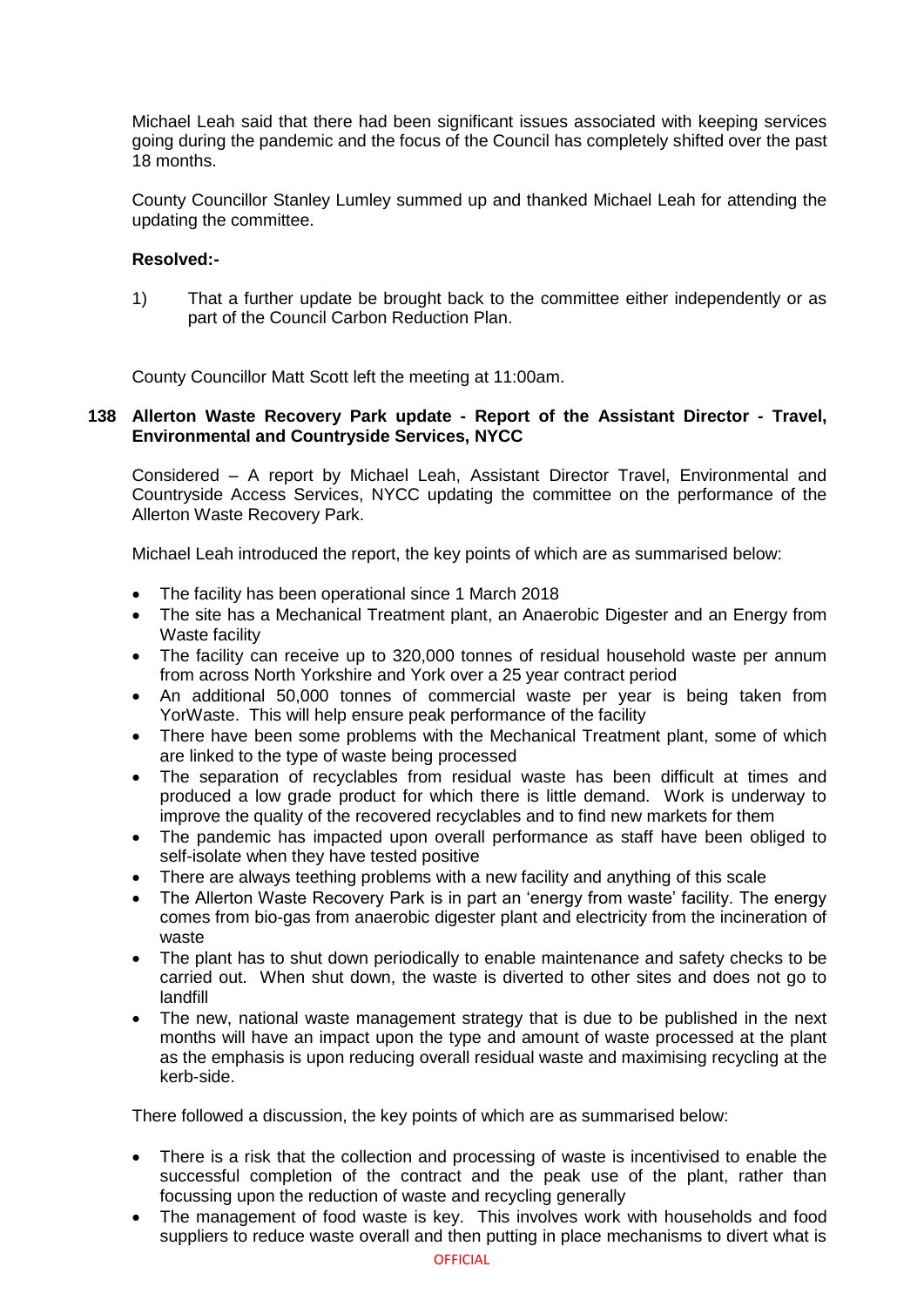Michael Leah said that there had been significant issues associated with keeping services going during the pandemic and the focus of the Council has completely shifted over the past 18 months.

County Councillor Stanley Lumley summed up and thanked Michael Leah for attending the updating the committee.

**Resolved:-**

1) That a further update be brought back to the committee either independently or as part of the Council Carbon Reduction Plan.

County Councillor Matt Scott left the meeting at 11:00am.

### 138 Allerton Waste Recovery Park update - Report of the Assistant Director - Travel, Environmental and Countryside Services, NYCC

Considered – A report by Michael Leah, Assistant Director Travel, Environmental and Countryside Access Services, NYCC updating the committee on the performance of the Allerton Waste Recovery Park.

Michael Leah introduced the report, the key points of which are as summarised below:

- The facility has been operational since 1 March 2018
- The site has a Mechanical Treatment plant, an Anaerobic Digester and an Energy from Waste facility
- The facility can receive up to 320,000 tonnes of residual household waste per annum from across North Yorkshire and York over a 25 year contract period
- An additional 50,000 tonnes of commercial waste per year is being taken from YorWaste. This will help ensure peak performance of the facility
- There have been some problems with the Mechanical Treatment plant, some of which are linked to the type of waste being processed
- The separation of recyclables from residual waste has been difficult at times and produced a low grade product for which there is little demand. Work is underway to improve the quality of the recovered recyclables and to find new markets for them
- The pandemic has impacted upon overall performance as staff have been obliged to self-isolate when they have tested positive
- There are always teething problems with a new facility and anything of this scale
- The Allerton Waste Recovery Park is in part an 'energy from waste' facility. The energy comes from bio-gas from anaerobic digester plant and electricity from the incineration of waste
- The plant has to shut down periodically to enable maintenance and safety checks to be carried out. When shut down, the waste is diverted to other sites and does not go to landfill
- The new, national waste management strategy that is due to be published in the next months will have an impact upon the type and amount of waste processed at the plant as the emphasis is upon reducing overall residual waste and maximising recycling at the kerb-side.

There followed a discussion, the key points of which are as summarised below:

- There is a risk that the collection and processing of waste is incentivised to enable the successful completion of the contract and the peak use of the plant, rather than focussing upon the reduction of waste and recycling generally
- The management of food waste is key. This involves work with households and food suppliers to reduce waste overall and then putting in place mechanisms to divert what is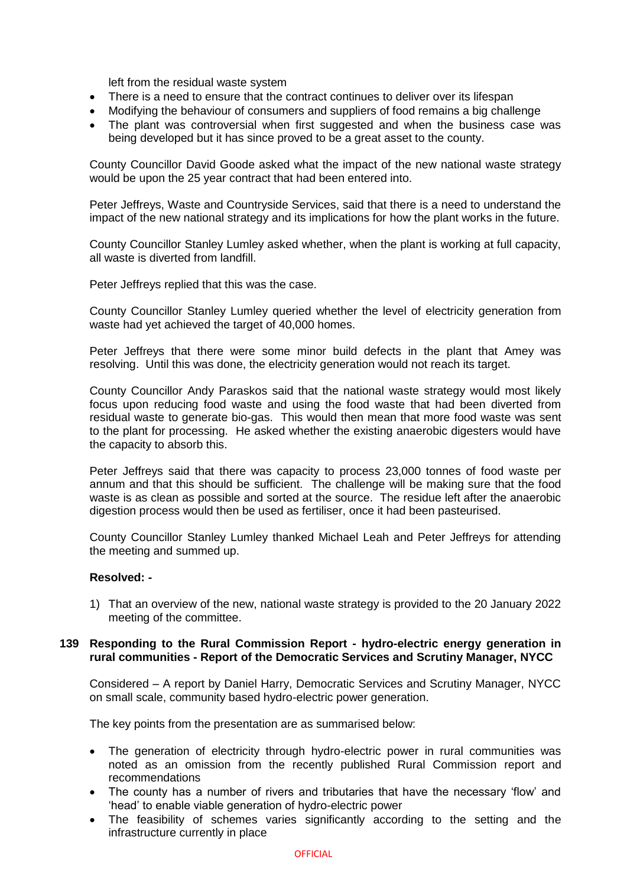left from the residual waste system

- There is a need to ensure that the contract continues to deliver over its lifespan
- Modifying the behaviour of consumers and suppliers of food remains a big challenge
- The plant was controversial when first suggested and when the business case was being developed but it has since proved to be a great asset to the county.

County Councillor David Goode asked what the impact of the new national waste strategy would be upon the 25 year contract that had been entered into.

Peter Jeffreys, Waste and Countryside Services, said that there is a need to understand the impact of the new national strategy and its implications for how the plant works in the future.

County Councillor Stanley Lumley asked whether, when the plant is working at full capacity, all waste is diverted from landfill.

Peter Jeffreys replied that this was the case.

County Councillor Stanley Lumley queried whether the level of electricity generation from waste had yet achieved the target of 40,000 homes.

Peter Jeffreys that there were some minor build defects in the plant that Amey was resolving. Until this was done, the electricity generation would not reach its target.

County Councillor Andy Paraskos said that the national waste strategy would most likely focus upon reducing food waste and using the food waste that had been diverted from residual waste to generate bio-gas. This would then mean that more food waste was sent to the plant for processing. He asked whether the existing anaerobic digesters would have the capacity to absorb this.

Peter Jeffreys said that there was capacity to process 23,000 tonnes of food waste per annum and that this should be sufficient. The challenge will be making sure that the food waste is as clean as possible and sorted at the source. The residue left after the anaerobic digestion process would then be used as fertiliser, once it had been pasteurised.

County Councillor Stanley Lumley thanked Michael Leah and Peter Jeffreys for attending the meeting and summed up.

**Resolved: -**

1) That an overview of the new, national waste strategy is provided to the 20 January 2022 meeting of the committee.

**139 Responding to the Rural Commission Report - hydro-electric energy generation in rural communities - Report of the Democratic Services and Scrutiny Manager, NYCC**

Considered – A report by Daniel Harry, Democratic Services and Scrutiny Manager, NYCC on small scale, community based hydro-electric power generation.

The key points from the presentation are as summarised below:

- The generation of electricity through hydro-electric power in rural communities was noted as an omission from the recently published Rural Commission report and recommendations
- The county has a number of rivers and tributaries that have the necessary 'flow' and 'head' to enable viable generation of hydro-electric power
- The feasibility of schemes varies significantly according to the setting and the infrastructure currently in place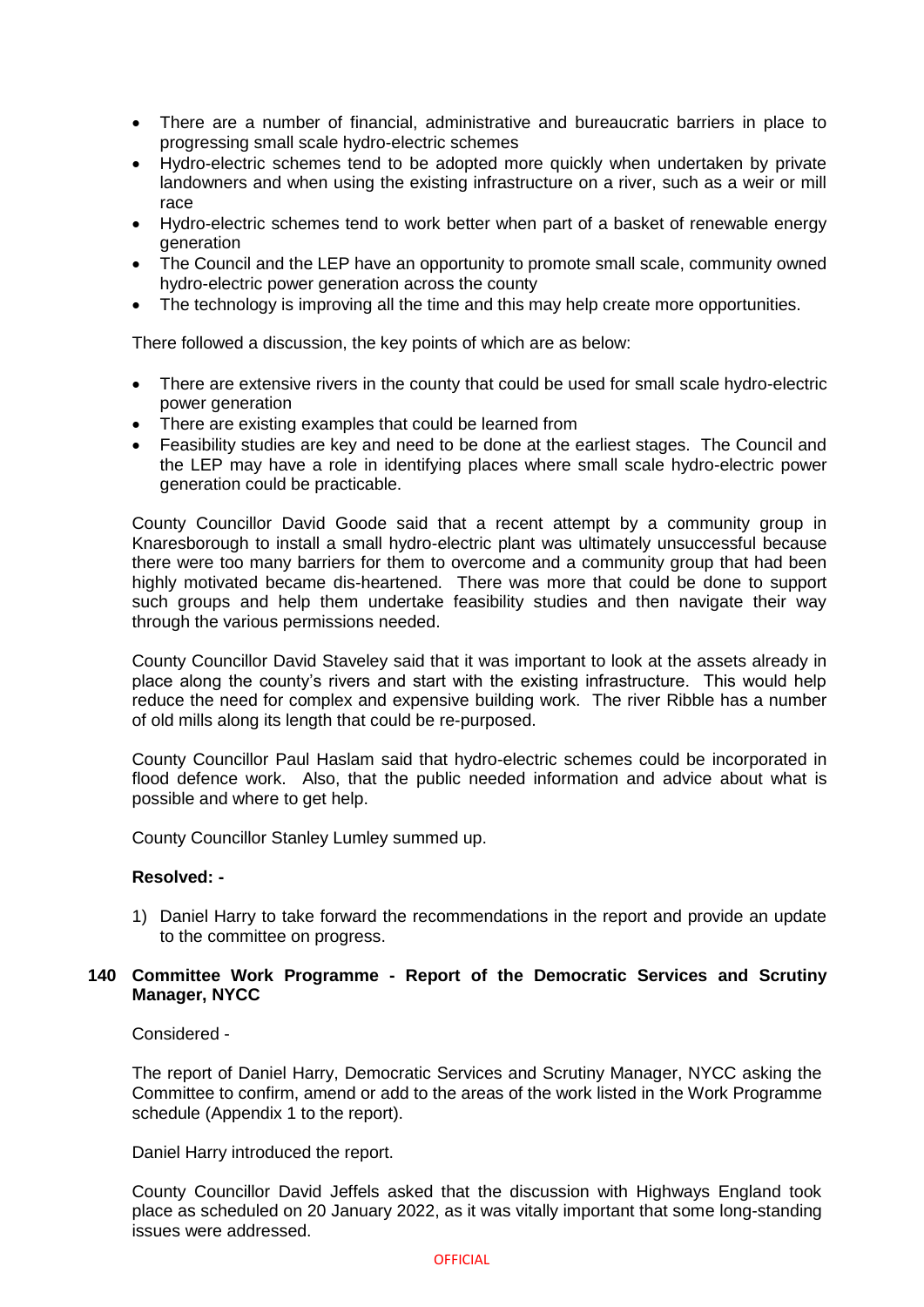- There are a number of financial, administrative and bureaucratic barriers in place to progressing small scale hydro-electric schemes
- Hydro-electric schemes tend to be adopted more quickly when undertaken by private landowners and when using the existing infrastructure on a river, such as a weir or mill race
- Hydro-electric schemes tend to work better when part of a basket of renewable energy generation
- The Council and the LEP have an opportunity to promote small scale, community owned hydro-electric power generation across the county
- The technology is improving all the time and this may help create more opportunities.

There followed a discussion, the key points of which are as below:

- There are extensive rivers in the county that could be used for small scale hydro-electric power generation
- There are existing examples that could be learned from
- Feasibility studies are key and need to be done at the earliest stages. The Council and the LEP may have a role in identifying places where small scale hydro-electric power generation could be practicable.

County Councillor David Goode said that a recent attempt by a community group in Knaresborough to install a small hydro-electric plant was ultimately unsuccessful because there were too many barriers for them to overcome and a community group that had been highly motivated became dis-heartened. There was more that could be done to support such groups and help them undertake feasibility studies and then navigate their way through the various permissions needed.

County Councillor David Staveley said that it was important to look at the assets already in place along the county's rivers and start with the existing infrastructure. This would help reduce the need for complex and expensive building work. The river Ribble has a number of old mills along its length that could be re-purposed.

County Councillor Paul Haslam said that hydro-electric schemes could be incorporated in flood defence work. Also, that the public needed information and advice about what is possible and where to get help.

County Councillor Stanley Lumley summed up.

**Resolved: -**

1) Daniel Harry to take forward the recommendations in the report and provide an update to the committee on progress.

**140 Committee Work Programme - Report of the Democratic Services and Scrutiny Manager, NYCC**

Considered -

The report of Daniel Harry, Democratic Services and Scrutiny Manager, NYCC asking the Committee to confirm, amend or add to the areas of the work listed in the Work Programme schedule (Appendix 1 to the report).

Daniel Harry introduced the report.

County Councillor David Jeffels asked that the discussion with Highways England took place as scheduled on 20 January 2022, as it was vitally important that some long-standing issues were addressed.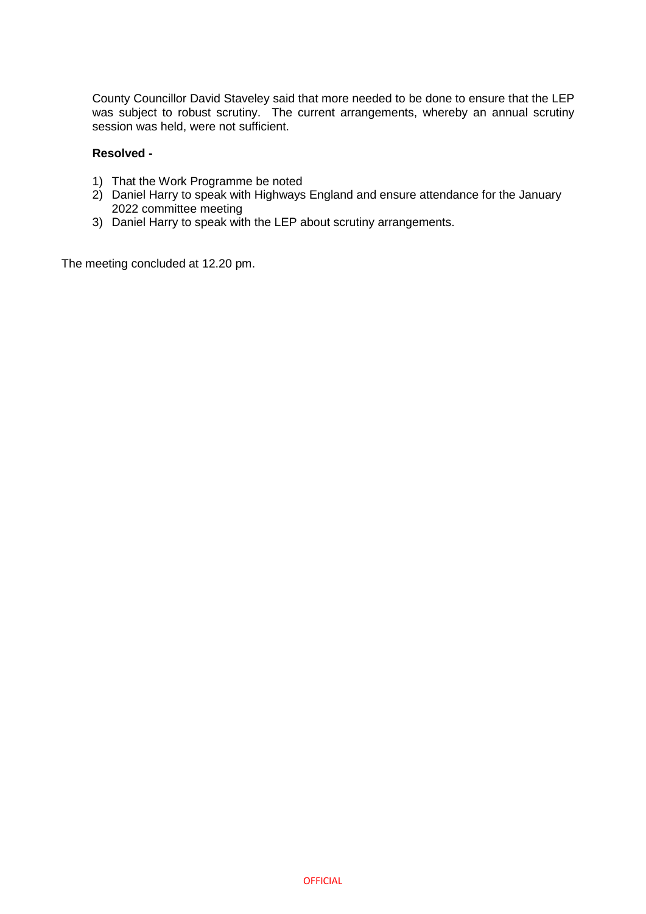County Councillor David Staveley said that more needed to be done to ensure that the LEP was subject to robust scrutiny. The current arrangements, whereby an annual scrutiny session was held, were not sufficient.

**Resolved -**

1) That the Work Programme be noted
2) Daniel Harry to speak with Highways England and ensure attendance for the January 2022 committee meeting
3) Daniel Harry to speak with the LEP about scrutiny arrangements.

The meeting concluded at 12.20 pm.